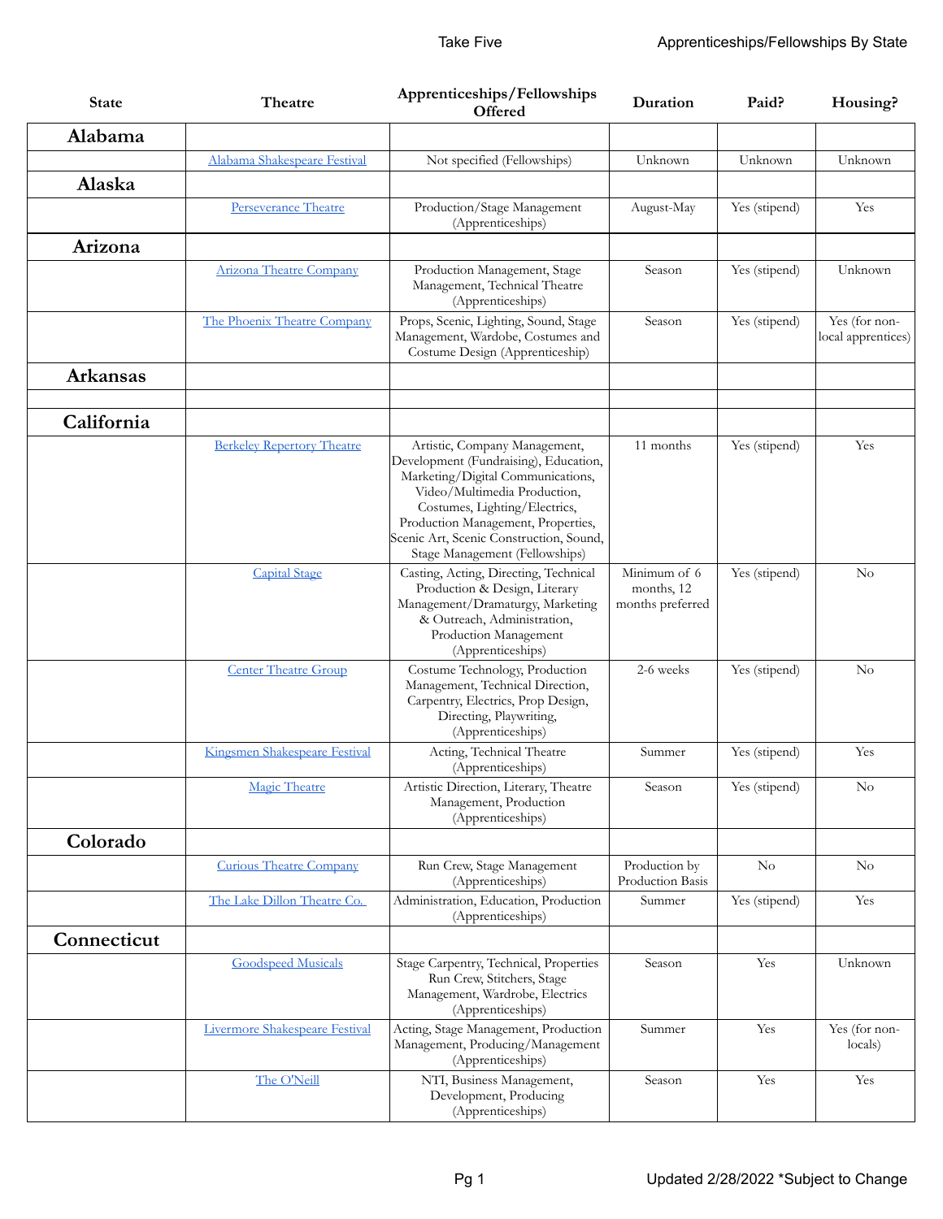| State | Theatre | Apprenticeships/Fellowships Offered | Duration | Paid? | Housing? |
|---|---|---|---|---|---|
| **Alabama** | | | | | |
| | Alabama Shakespeare Festival | Not specified (Fellowships) | Unknown | Unknown | Unknown |
| **Alaska** | | | | | |
| | Perseverance Theatre | Production/Stage Management (Apprenticeships) | August-May | Yes (stipend) | Yes |
| **Arizona** | | | | | |
| | Arizona Theatre Company | Production Management, Stage Management, Technical Theatre (Apprenticeships) | Season | Yes (stipend) | Unknown |
| | The Phoenix Theatre Company | Props, Scenic, Lighting, Sound, Stage Management, Wardobe, Costumes and Costume Design (Apprenticeship) | Season | Yes (stipend) | Yes (for non-local apprentices) |
| **Arkansas** | | | | | |
| | | | | | |
| **California** | | | | | |
| | Berkeley Repertory Theatre | Artistic, Company Management, Development (Fundraising), Education, Marketing/Digital Communications, Video/Multimedia Production, Costumes, Lighting/Electrics, Production Management, Properties, Scenic Art, Scenic Construction, Sound, Stage Management (Fellowships) | 11 months | Yes (stipend) | Yes |
| | Capital Stage | Casting, Acting, Directing, Technical Production & Design, Literary Management/Dramaturgy, Marketing & Outreach, Administration, Production Management (Apprenticeships) | Minimum of 6 months, 12 months preferred | Yes (stipend) | No |
| | Center Theatre Group | Costume Technology, Production Management, Technical Direction, Carpentry, Electrics, Prop Design, Directing, Playwriting, (Apprenticeships) | 2-6 weeks | Yes (stipend) | No |
| | Kingsmen Shakespeare Festival | Acting, Technical Theatre (Apprenticeships) | Summer | Yes (stipend) | Yes |
| | Magic Theatre | Artistic Direction, Literary, Theatre Management, Production (Apprenticeships) | Season | Yes (stipend) | No |
| **Colorado** | | | | | |
| | Curious Theatre Company | Run Crew, Stage Management (Apprenticeships) | Production by Production Basis | No | No |
| | The Lake Dillon Theatre Co. | Administration, Education, Production (Apprenticeships) | Summer | Yes (stipend) | Yes |
| **Connecticut** | | | | | |
| | Goodspeed Musicals | Stage Carpentry, Technical, Properties Run Crew, Stitchers, Stage Management, Wardrobe, Electrics (Apprenticeships) | Season | Yes | Unknown |
| | Livermore Shakespeare Festival | Acting, Stage Management, Production Management, Producing/Management (Apprenticeships) | Summer | Yes | Yes (for non-locals) |
| | The O'Neill | NTI, Business Management, Development, Producing (Apprenticeships) | Season | Yes | Yes |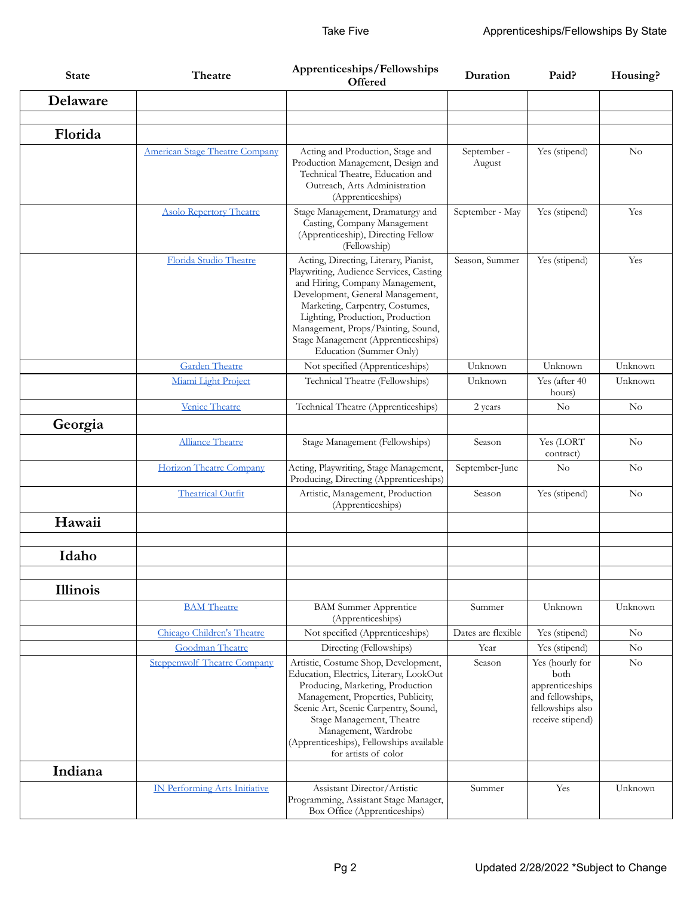| State | Theatre | Apprenticeships/Fellowships Offered | Duration | Paid? | Housing? |
|---|---|---|---|---|---|
| **Delaware** | | | | | |
| | | | | | |
| **Florida** | | | | | |
| | American Stage Theatre Company | Acting and Production, Stage and Production Management, Design and Technical Theatre, Education and Outreach, Arts Administration (Apprenticeships) | September - August | Yes (stipend) | No |
| | Asolo Repertory Theatre | Stage Management, Dramaturgy and Casting, Company Management (Apprenticeship), Directing Fellow (Fellowship) | September - May | Yes (stipend) | Yes |
| | Florida Studio Theatre | Acting, Directing, Literary, Pianist, Playwriting, Audience Services, Casting and Hiring, Company Management, Development, General Management, Marketing, Carpentry, Costumes, Lighting, Production, Production Management, Props/Painting, Sound, Stage Management (Apprenticeships) Education (Summer Only) | Season, Summer | Yes (stipend) | Yes |
| | Garden Theatre | Not specified (Apprenticeships) | Unknown | Unknown | Unknown |
| | Miami Light Project | Technical Theatre (Fellowships) | Unknown | Yes (after 40 hours) | Unknown |
| | Venice Theatre | Technical Theatre (Apprenticeships) | 2 years | No | No |
| **Georgia** | | | | | |
| | Alliance Theatre | Stage Management (Fellowships) | Season | Yes (LORT contract) | No |
| | Horizon Theatre Company | Acting, Playwriting, Stage Management, Producing, Directing (Apprenticeships) | September-June | No | No |
| | Theatrical Outfit | Artistic, Management, Production (Apprenticeships) | Season | Yes (stipend) | No |
| **Hawaii** | | | | | |
| | | | | | |
| **Idaho** | | | | | |
| | | | | | |
| **Illinois** | | | | | |
| | BAM Theatre | BAM Summer Apprentice (Apprenticeships) | Summer | Unknown | Unknown |
| | Chicago Children's Theatre | Not specified (Apprenticeships) | Dates are flexible | Yes (stipend) | No |
| | Goodman Theatre | Directing (Fellowships) | Year | Yes (stipend) | No |
| | Steppenwolf Theatre Company | Artistic, Costume Shop, Development, Education, Electrics, Literary, LookOut Producing, Marketing, Production Management, Properties, Publicity, Scenic Art, Scenic Carpentry, Sound, Stage Management, Theatre Management, Wardrobe (Apprenticeships), Fellowships available for artists of color | Season | Yes (hourly for both apprenticeships and fellowships, fellowships also receive stipend) | No |
| **Indiana** | | | | | |
| | IN Performing Arts Initiative | Assistant Director/Artistic Programming, Assistant Stage Manager, Box Office (Apprenticeships) | Summer | Yes | Unknown |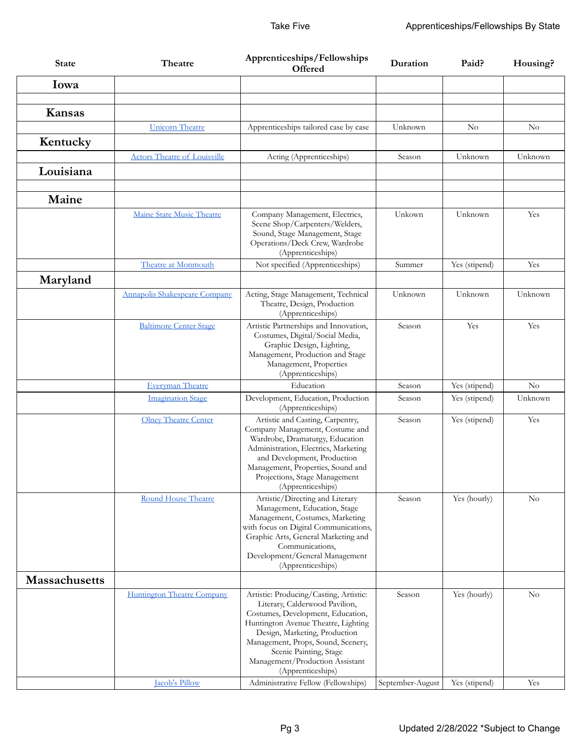| State | Theatre | Apprenticeships/Fellowships Offered | Duration | Paid? | Housing? |
|---|---|---|---|---|---|
| **Iowa** | | | | | |
| | | | | | |
| **Kansas** | | | | | |
| | Unicorn Theatre | Apprenticeships tailored case by case | Unknown | No | No |
| **Kentucky** | | | | | |
| | Actors Theatre of Louisville | Acting (Apprenticeships) | Season | Unknown | Unknown |
| **Louisiana** | | | | | |
| | | | | | |
| **Maine** | | | | | |
| | Maine State Music Theatre | Company Management, Electrics, Scene Shop/Carpenters/Welders, Sound, Stage Management, Stage Operations/Deck Crew, Wardrobe (Apprenticeships) | Unkown | Unknown | Yes |
| | Theatre at Monmouth | Not specified (Apprenticeships) | Summer | Yes (stipend) | Yes |
| **Maryland** | | | | | |
| | Annapolis Shakespeare Company | Acting, Stage Management, Technical Theatre, Design, Production (Apprenticeships) | Unknown | Unknown | Unknown |
| | Baltimore Center Stage | Artistic Partnerships and Innovation, Costumes, Digital/Social Media, Graphic Design, Lighting, Management, Production and Stage Management, Properties (Apprenticeships) | Season | Yes | Yes |
| | Everyman Theatre | Education | Season | Yes (stipend) | No |
| | Imagination Stage | Development, Education, Production (Apprenticeships) | Season | Yes (stipend) | Unknown |
| | Olney Theatre Center | Artistic and Casting, Carpentry, Company Management, Costume and Wardrobe, Dramaturgy, Education Administration, Electrics, Marketing and Development, Production Management, Properties, Sound and Projections, Stage Management (Apprenticeships) | Season | Yes (stipend) | Yes |
| | Round House Theatre | Artistic/Directing and Literary Management, Education, Stage Management, Costumes, Marketing with focus on Digital Communications, Graphic Arts, General Marketing and Communications, Development/General Management (Apprenticeships) | Season | Yes (hourly) | No |
| **Massachusetts** | | | | | |
| | Huntington Theatre Company | Artistic: Producing/Casting, Artistic: Literary, Calderwood Pavilion, Costumes, Development, Education, Huntington Avenue Theatre, Lighting Design, Marketing, Production Management, Props, Sound, Scenery, Scenic Painting, Stage Management/Production Assistant (Apprenticeships) | Season | Yes (hourly) | No |
| | Jacob's Pillow | Administrative Fellow (Fellowships) | September-August | Yes (stipend) | Yes |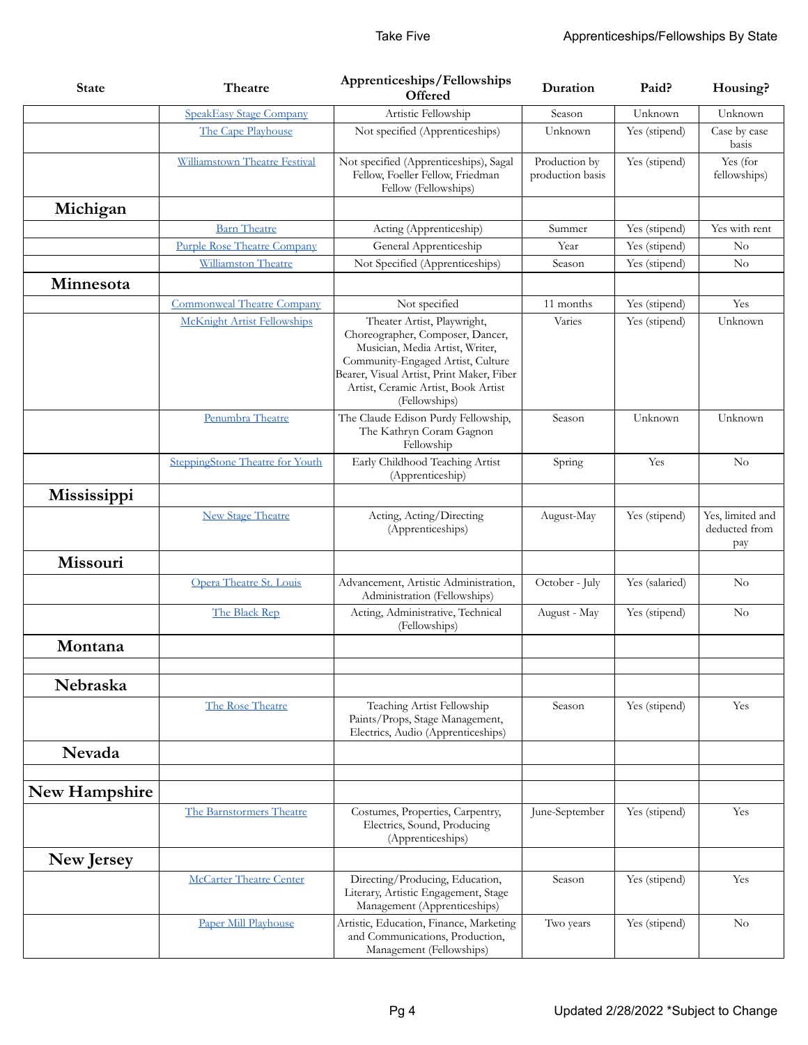| State | Theatre | Apprenticeships/Fellowships Offered | Duration | Paid? | Housing? |
|---|---|---|---|---|---|
| | SpeakEasy Stage Company | Artistic Fellowship | Season | Unknown | Unknown |
| | The Cape Playhouse | Not specified (Apprenticeships) | Unknown | Yes (stipend) | Case by case basis |
| | Williamstown Theatre Festival | Not specified (Apprenticeships), Sagal Fellow, Foeller Fellow, Friedman Fellow (Fellowships) | Production by production basis | Yes (stipend) | Yes (for fellowships) |
| **Michigan** | | | | | |
| | Barn Theatre | Acting (Apprenticeship) | Summer | Yes (stipend) | Yes with rent |
| | Purple Rose Theatre Company | General Apprenticeship | Year | Yes (stipend) | No |
| | Williamston Theatre | Not Specified (Apprenticeships) | Season | Yes (stipend) | No |
| **Minnesota** | | | | | |
| | Commonweal Theatre Company | Not specified | 11 months | Yes (stipend) | Yes |
| | McKnight Artist Fellowships | Theater Artist, Playwright, Choreographer, Composer, Dancer, Musician, Media Artist, Writer, Community-Engaged Artist, Culture Bearer, Visual Artist, Print Maker, Fiber Artist, Ceramic Artist, Book Artist (Fellowships) | Varies | Yes (stipend) | Unknown |
| | Penumbra Theatre | The Claude Edison Purdy Fellowship, The Kathryn Coram Gagnon Fellowship | Season | Unknown | Unknown |
| | SteppingStone Theatre for Youth | Early Childhood Teaching Artist (Apprenticeship) | Spring | Yes | No |
| **Mississippi** | | | | | |
| | New Stage Theatre | Acting, Acting/Directing (Apprenticeships) | August-May | Yes (stipend) | Yes, limited and deducted from pay |
| **Missouri** | | | | | |
| | Opera Theatre St. Louis | Advancement, Artistic Administration, Administration (Fellowships) | October - July | Yes (salaried) | No |
| | The Black Rep | Acting, Administrative, Technical (Fellowships) | August - May | Yes (stipend) | No |
| **Montana** | | | | | |
| | | | | | |
| **Nebraska** | | | | | |
| | The Rose Theatre | Teaching Artist Fellowship Paints/Props, Stage Management, Electrics, Audio (Apprenticeships) | Season | Yes (stipend) | Yes |
| **Nevada** | | | | | |
| | | | | | |
| **New Hampshire** | | | | | |
| | The Barnstormers Theatre | Costumes, Properties, Carpentry, Electrics, Sound, Producing (Apprenticeships) | June-September | Yes (stipend) | Yes |
| **New Jersey** | | | | | |
| | McCarter Theatre Center | Directing/Producing, Education, Literary, Artistic Engagement, Stage Management (Apprenticeships) | Season | Yes (stipend) | Yes |
| | Paper Mill Playhouse | Artistic, Education, Finance, Marketing and Communications, Production, Management (Fellowships) | Two years | Yes (stipend) | No |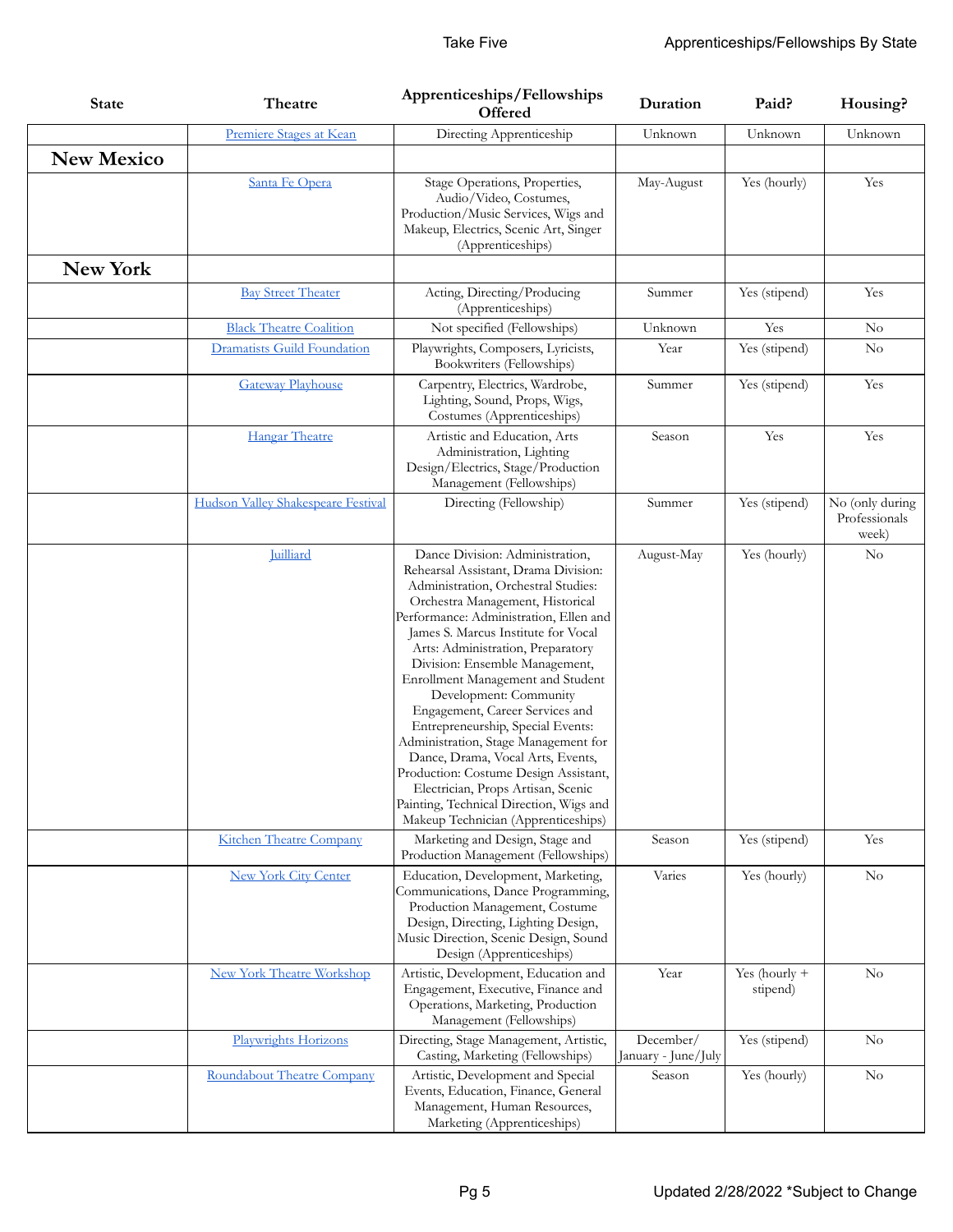| State | Theatre | Apprenticeships/Fellowships Offered | Duration | Paid? | Housing? |
|---|---|---|---|---|---|
| | Premiere Stages at Kean | Directing Apprenticeship | Unknown | Unknown | Unknown |
| **New Mexico** | | | | | |
| | Santa Fe Opera | Stage Operations, Properties, Audio/Video, Costumes, Production/Music Services, Wigs and Makeup, Electrics, Scenic Art, Singer (Apprenticeships) | May-August | Yes (hourly) | Yes |
| **New York** | | | | | |
| | Bay Street Theater | Acting, Directing/Producing (Apprenticeships) | Summer | Yes (stipend) | Yes |
| | Black Theatre Coalition | Not specified (Fellowships) | Unknown | Yes | No |
| | Dramatists Guild Foundation | Playwrights, Composers, Lyricists, Bookwriters (Fellowships) | Year | Yes (stipend) | No |
| | Gateway Playhouse | Carpentry, Electrics, Wardrobe, Lighting, Sound, Props, Wigs, Costumes (Apprenticeships) | Summer | Yes (stipend) | Yes |
| | Hangar Theatre | Artistic and Education, Arts Administration, Lighting Design/Electrics, Stage/Production Management (Fellowships) | Season | Yes | Yes |
| | Hudson Valley Shakespeare Festival | Directing (Fellowship) | Summer | Yes (stipend) | No (only during Professionals week) |
| | Juilliard | Dance Division: Administration, Rehearsal Assistant, Drama Division: Administration, Orchestral Studies: Orchestra Management, Historical Performance: Administration, Ellen and James S. Marcus Institute for Vocal Arts: Administration, Preparatory Division: Ensemble Management, Enrollment Management and Student Development: Community Engagement, Career Services and Entrepreneurship, Special Events: Administration, Stage Management for Dance, Drama, Vocal Arts, Events, Production: Costume Design Assistant, Electrician, Props Artisan, Scenic Painting, Technical Direction, Wigs and Makeup Technician (Apprenticeships) | August-May | Yes (hourly) | No |
| | Kitchen Theatre Company | Marketing and Design, Stage and Production Management (Fellowships) | Season | Yes (stipend) | Yes |
| | New York City Center | Education, Development, Marketing, Communications, Dance Programming, Production Management, Costume Design, Directing, Lighting Design, Music Direction, Scenic Design, Sound Design (Apprenticeships) | Varies | Yes (hourly) | No |
| | New York Theatre Workshop | Artistic, Development, Education and Engagement, Executive, Finance and Operations, Marketing, Production Management (Fellowships) | Year | Yes (hourly + stipend) | No |
| | Playwrights Horizons | Directing, Stage Management, Artistic, Casting, Marketing (Fellowships) | December/ January - June/July | Yes (stipend) | No |
| | Roundabout Theatre Company | Artistic, Development and Special Events, Education, Finance, General Management, Human Resources, Marketing (Apprenticeships) | Season | Yes (hourly) | No |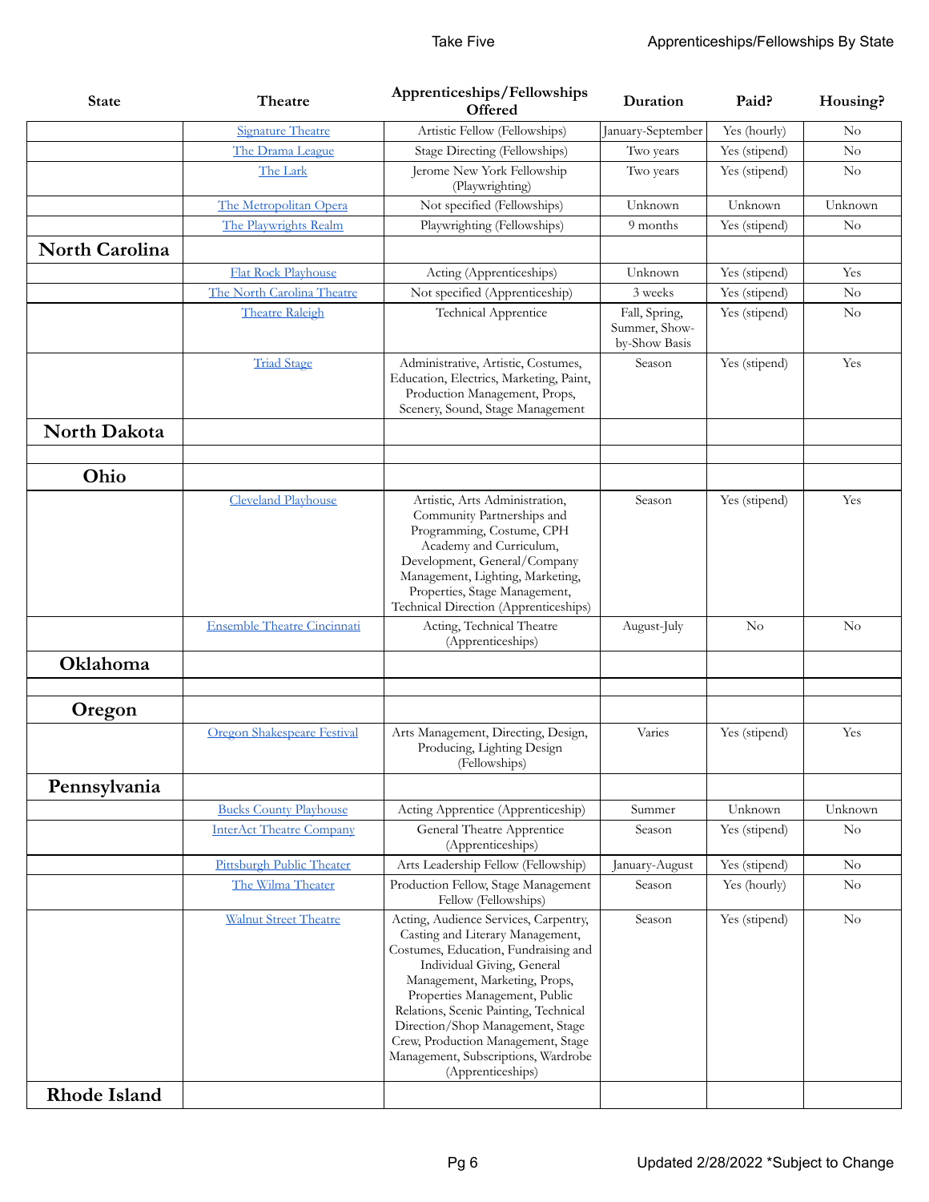| State | Theatre | Apprenticeships/Fellowships Offered | Duration | Paid? | Housing? |
|---|---|---|---|---|---|
| | Signature Theatre | Artistic Fellow (Fellowships) | January-September | Yes (hourly) | No |
| | The Drama League | Stage Directing (Fellowships) | Two years | Yes (stipend) | No |
| | The Lark | Jerome New York Fellowship (Playwrighting) | Two years | Yes (stipend) | No |
| | The Metropolitan Opera | Not specified (Fellowships) | Unknown | Unknown | Unknown |
| | The Playwrights Realm | Playwrighting (Fellowships) | 9 months | Yes (stipend) | No |
| **North Carolina** | | | | | |
| | Flat Rock Playhouse | Acting (Apprenticeships) | Unknown | Yes (stipend) | Yes |
| | The North Carolina Theatre | Not specified (Apprenticeship) | 3 weeks | Yes (stipend) | No |
| | Theatre Raleigh | Technical Apprentice | Fall, Spring, Summer, Show-by-Show Basis | Yes (stipend) | No |
| | Triad Stage | Administrative, Artistic, Costumes, Education, Electrics, Marketing, Paint, Production Management, Props, Scenery, Sound, Stage Management | Season | Yes (stipend) | Yes |
| **North Dakota** | | | | | |
| | | | | | |
| **Ohio** | | | | | |
| | Cleveland Playhouse | Artistic, Arts Administration, Community Partnerships and Programming, Costume, CPH Academy and Curriculum, Development, General/Company Management, Lighting, Marketing, Properties, Stage Management, Technical Direction (Apprenticeships) | Season | Yes (stipend) | Yes |
| | Ensemble Theatre Cincinnati | Acting, Technical Theatre (Apprenticeships) | August-July | No | No |
| **Oklahoma** | | | | | |
| | | | | | |
| **Oregon** | | | | | |
| | Oregon Shakespeare Festival | Arts Management, Directing, Design, Producing, Lighting Design (Fellowships) | Varies | Yes (stipend) | Yes |
| **Pennsylvania** | | | | | |
| | Bucks County Playhouse | Acting Apprentice (Apprenticeship) | Summer | Unknown | Unknown |
| | InterAct Theatre Company | General Theatre Apprentice (Apprenticeships) | Season | Yes (stipend) | No |
| | Pittsburgh Public Theater | Arts Leadership Fellow (Fellowship) | January-August | Yes (stipend) | No |
| | The Wilma Theater | Production Fellow, Stage Management Fellow (Fellowships) | Season | Yes (hourly) | No |
| | Walnut Street Theatre | Acting, Audience Services, Carpentry, Casting and Literary Management, Costumes, Education, Fundraising and Individual Giving, General Management, Marketing, Props, Properties Management, Public Relations, Scenic Painting, Technical Direction/Shop Management, Stage Crew, Production Management, Stage Management, Subscriptions, Wardrobe (Apprenticeships) | Season | Yes (stipend) | No |
| **Rhode Island** | | | | | |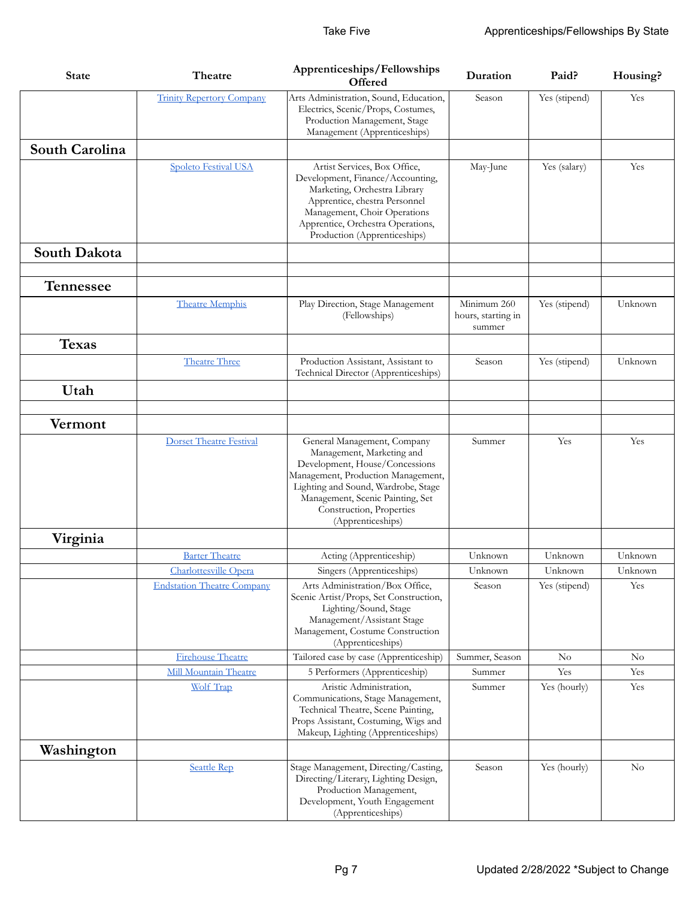| State | Theatre | Apprenticeships/Fellowships Offered | Duration | Paid? | Housing? |
|---|---|---|---|---|---|
| | [Trinity Repertory Company]() | Arts Administration, Sound, Education, Electrics, Scenic/Props, Costumes, Production Management, Stage Management (Apprenticeships) | Season | Yes (stipend) | Yes |
| **South Carolina** | | | | | |
| | [Spoleto Festival USA]() | Artist Services, Box Office, Development, Finance/Accounting, Marketing, Orchestra Library Apprentice, chestra Personnel Management, Choir Operations Apprentice, Orchestra Operations, Production (Apprenticeships) | May-June | Yes (salary) | Yes |
| **South Dakota** | | | | | |
| | | | | | |
| **Tennessee** | | | | | |
| | [Theatre Memphis]() | Play Direction, Stage Management (Fellowships) | Minimum 260 hours, starting in summer | Yes (stipend) | Unknown |
| **Texas** | | | | | |
| | [Theatre Three]() | Production Assistant, Assistant to Technical Director (Apprenticeships) | Season | Yes (stipend) | Unknown |
| **Utah** | | | | | |
| | | | | | |
| **Vermont** | | | | | |
| | [Dorset Theatre Festival]() | General Management, Company Management, Marketing and Development, House/Concessions Management, Production Management, Lighting and Sound, Wardrobe, Stage Management, Scenic Painting, Set Construction, Properties (Apprenticeships) | Summer | Yes | Yes |
| **Virginia** | | | | | |
| | [Barter Theatre]() | Acting (Apprenticeship) | Unknown | Unknown | Unknown |
| | [Charlottesville Opera]() | Singers (Apprenticeships) | Unknown | Unknown | Unknown |
| | [Endstation Theatre Company]() | Arts Administration/Box Office, Scenic Artist/Props, Set Construction, Lighting/Sound, Stage Management/Assistant Stage Management, Costume Construction (Apprenticeships) | Season | Yes (stipend) | Yes |
| | [Firehouse Theatre]() | Tailored case by case (Apprenticeship) | Summer, Season | No | No |
| | [Mill Mountain Theatre]() | 5 Performers (Apprenticeship) | Summer | Yes | Yes |
| | [Wolf Trap]() | Aristic Administration, Communications, Stage Management, Technical Theatre, Scene Painting, Props Assistant, Costuming, Wigs and Makeup, Lighting (Apprenticeships) | Summer | Yes (hourly) | Yes |
| **Washington** | | | | | |
| | [Seattle Rep]() | Stage Management, Directing/Casting, Directing/Literary, Lighting Design, Production Management, Development, Youth Engagement (Apprenticeships) | Season | Yes (hourly) | No |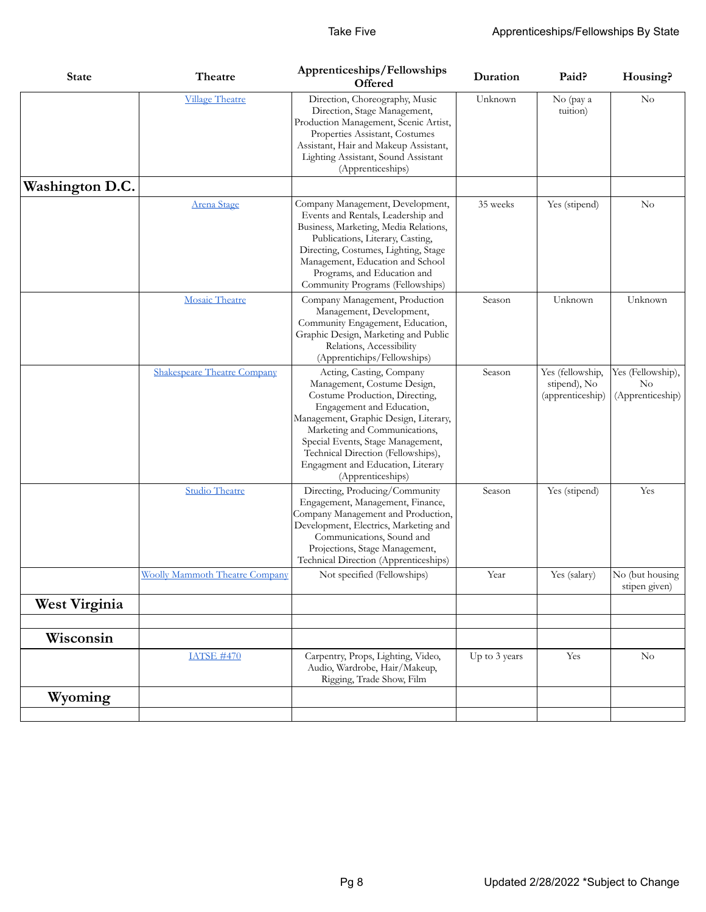| State | Theatre | Apprenticeships/Fellowships Offered | Duration | Paid? | Housing? |
|---|---|---|---|---|---|
| | Village Theatre | Direction, Choreography, Music Direction, Stage Management, Production Management, Scenic Artist, Properties Assistant, Costumes Assistant, Hair and Makeup Assistant, Lighting Assistant, Sound Assistant (Apprenticeships) | Unknown | No (pay a tuition) | No |
| **Washington D.C.** | | | | | |
| | Arena Stage | Company Management, Development, Events and Rentals, Leadership and Business, Marketing, Media Relations, Publications, Literary, Casting, Directing, Costumes, Lighting, Stage Management, Education and School Programs, and Education and Community Programs (Fellowships) | 35 weeks | Yes (stipend) | No |
| | Mosaic Theatre | Company Management, Production Management, Development, Community Engagement, Education, Graphic Design, Marketing and Public Relations, Accessibility (Apprentichips/Fellowships) | Season | Unknown | Unknown |
| | Shakespeare Theatre Company | Acting, Casting, Company Management, Costume Design, Costume Production, Directing, Engagement and Education, Management, Graphic Design, Literary, Marketing and Communications, Special Events, Stage Management, Technical Direction (Fellowships), Engagment and Education, Literary (Apprenticeships) | Season | Yes (fellowship, stipend), No (apprenticeship) | Yes (Fellowship), No (Apprenticeship) |
| | Studio Theatre | Directing, Producing/Community Engagement, Management, Finance, Company Management and Production, Development, Electrics, Marketing and Communications, Sound and Projections, Stage Management, Technical Direction (Apprenticeships) | Season | Yes (stipend) | Yes |
| | Woolly Mammoth Theatre Company | Not specified (Fellowships) | Year | Yes (salary) | No (but housing stipen given) |
| **West Virginia** | | | | | |
| | | | | | |
| **Wisconsin** | | | | | |
| | IATSE #470 | Carpentry, Props, Lighting, Video, Audio, Wardrobe, Hair/Makeup, Rigging, Trade Show, Film | Up to 3 years | Yes | No |
| **Wyoming** | | | | | |
| | | | | | |